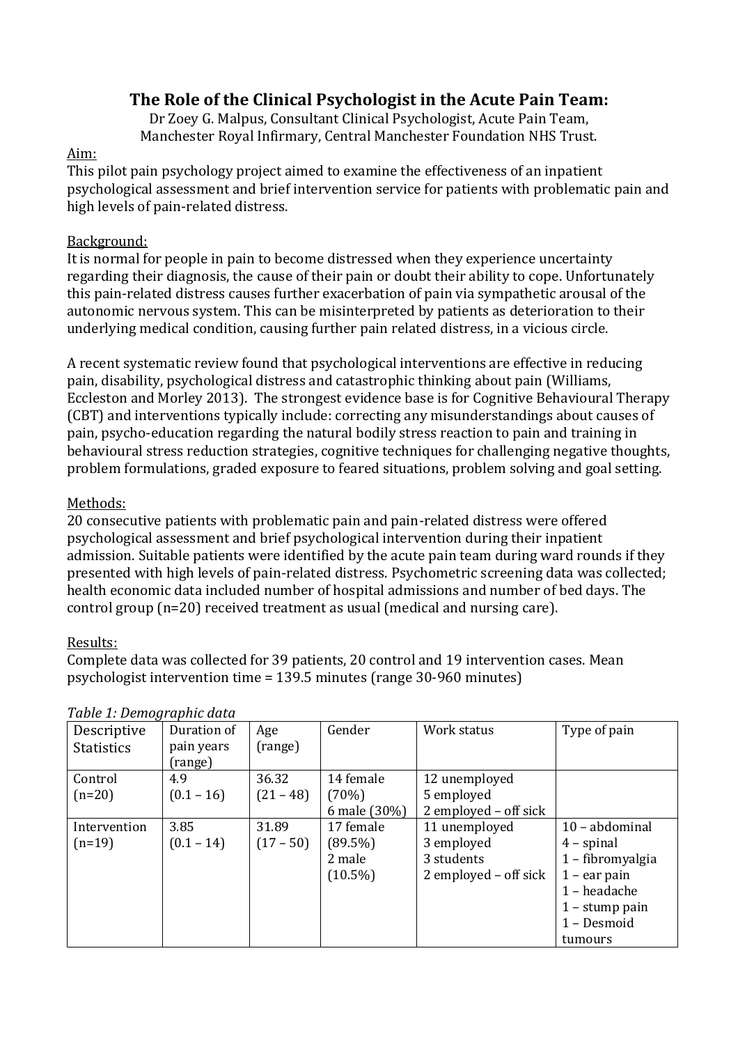# The Role of the Clinical Psychologist in the Acute Pain Team:

Dr Zoey G. Malpus, Consultant Clinical Psychologist, Acute Pain Team, Manchester Royal Infirmary, Central Manchester Foundation NHS Trust.

## Aim:

This pilot pain psychology project aimed to examine the effectiveness of an inpatient psychological assessment and brief intervention service for patients with problematic pain and high levels of pain-related distress.

## Background:

It is normal for people in pain to become distressed when they experience uncertainty regarding their diagnosis, the cause of their pain or doubt their ability to cope. Unfortunately this pain-related distress causes further exacerbation of pain via sympathetic arousal of the autonomic nervous system. This can be misinterpreted by patients as deterioration to their underlying medical condition, causing further pain related distress, in a vicious circle.

A recent systematic review found that psychological interventions are effective in reducing pain, disability, psychological distress and catastrophic thinking about pain (Williams, Eccleston and Morley 2013). The strongest evidence base is for Cognitive Behavioural Therapy (CBT) and interventions typically include: correcting any misunderstandings about causes of pain, psycho-education regarding the natural bodily stress reaction to pain and training in behavioural stress reduction strategies, cognitive techniques for challenging negative thoughts, problem formulations, graded exposure to feared situations, problem solving and goal setting.

## Methods:

20 consecutive patients with problematic pain and pain-related distress were offered psychological assessment and brief psychological intervention during their inpatient admission. Suitable patients were identified by the acute pain team during ward rounds if they presented with high levels of pain-related distress. Psychometric screening data was collected; health economic data included number of hospital admissions and number of bed days. The control group (n=20) received treatment as usual (medical and nursing care).

## Results:

Complete data was collected for 39 patients, 20 control and 19 intervention cases. Mean psychologist intervention time = 139.5 minutes (range 30-960 minutes)

*Table 1: Demographic data*

| Descriptive Statistics | Duration of pain years (range) | Age (range) | Gender | Work status | Type of pain |
|---|---|---|---|---|---|
| Control (n=20) | 4.9 (0.1 – 16) | 36.32 (21 – 48) | 14 female (70%) 6 male (30%) | 12 unemployed 5 employed 2 employed – off sick | |
| Intervention (n=19) | 3.85 (0.1 – 14) | 31.89 (17 – 50) | 17 female (89.5%) 2 male (10.5%) | 11 unemployed 3 employed 3 students 2 employed – off sick | 10 – abdominal 4 – spinal 1 – fibromyalgia 1 – ear pain 1 – headache 1 – stump pain 1 – Desmoid tumours |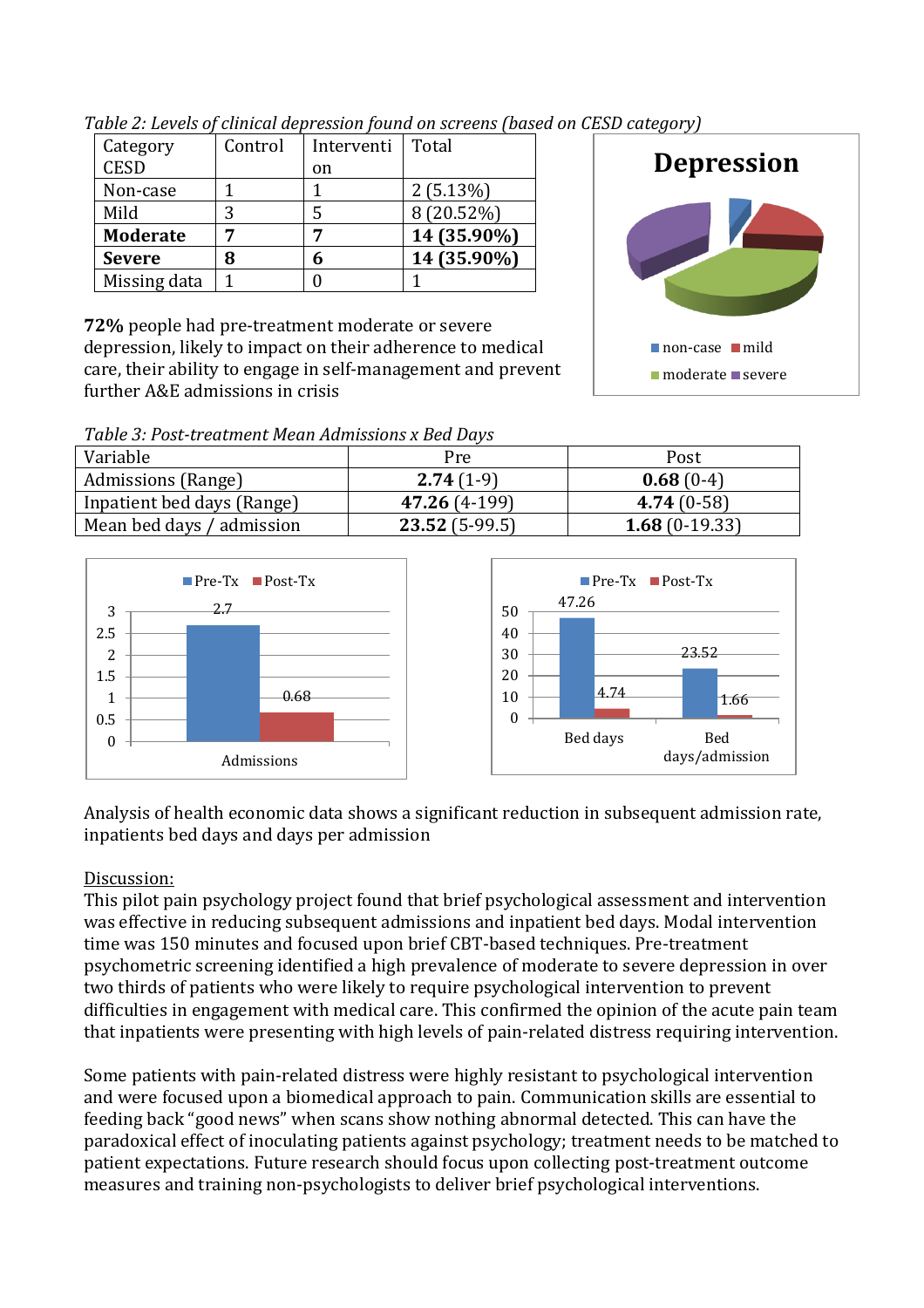*Table 2: Levels of clinical depression found on screens (based on CESD category)*

| Category CESD | Control | Intervention | Total |
|---|---|---|---|
| Non-case | 1 | 1 | 2 (5.13%) |
| Mild | 3 | 5 | 8 (20.52%) |
| **Moderate** | **7** | **7** | **14 (35.90%)** |
| **Severe** | **8** | **6** | **14 (35.90%)** |
| Missing data | 1 | 0 | 1 |

Depression

non-case
mild
moderate
severe

**72%** people had pre-treatment moderate or severe depression, likely to impact on their adherence to medical care, their ability to engage in self-management and prevent further A&E admissions in crisis

*Table 3: Post-treatment Mean Admissions x Bed Days*

| Variable | Pre | Post |
|---|---|---|
| Admissions (Range) | **2.74** (1-9) | **0.68** (0-4) |
| Inpatient bed days (Range) | **47.26** (4-199) | **4.74** (0-58) |
| Mean bed days / admission | **23.52** (5-99.5) | **1.68** (0-19.33) |

Pre-Tx
Post-Tx

3
2.5
2
1.5
1
0.5
0

2.7
0.68

Admissions

Pre-Tx
Post-Tx

50
40
30
20
10
0

47.26
4.74
23.52
1.66

Bed days
Bed days/admission

Analysis of health economic data shows a significant reduction in subsequent admission rate, inpatients bed days and days per admission

## Discussion:

This pilot pain psychology project found that brief psychological assessment and intervention was effective in reducing subsequent admissions and inpatient bed days. Modal intervention time was 150 minutes and focused upon brief CBT-based techniques. Pre-treatment psychometric screening identified a high prevalence of moderate to severe depression in over two thirds of patients who were likely to require psychological intervention to prevent difficulties in engagement with medical care. This confirmed the opinion of the acute pain team that inpatients were presenting with high levels of pain-related distress requiring intervention.

Some patients with pain-related distress were highly resistant to psychological intervention and were focused upon a biomedical approach to pain. Communication skills are essential to feeding back "good news" when scans show nothing abnormal detected. This can have the paradoxical effect of inoculating patients against psychology; treatment needs to be matched to patient expectations. Future research should focus upon collecting post-treatment outcome measures and training non-psychologists to deliver brief psychological interventions.